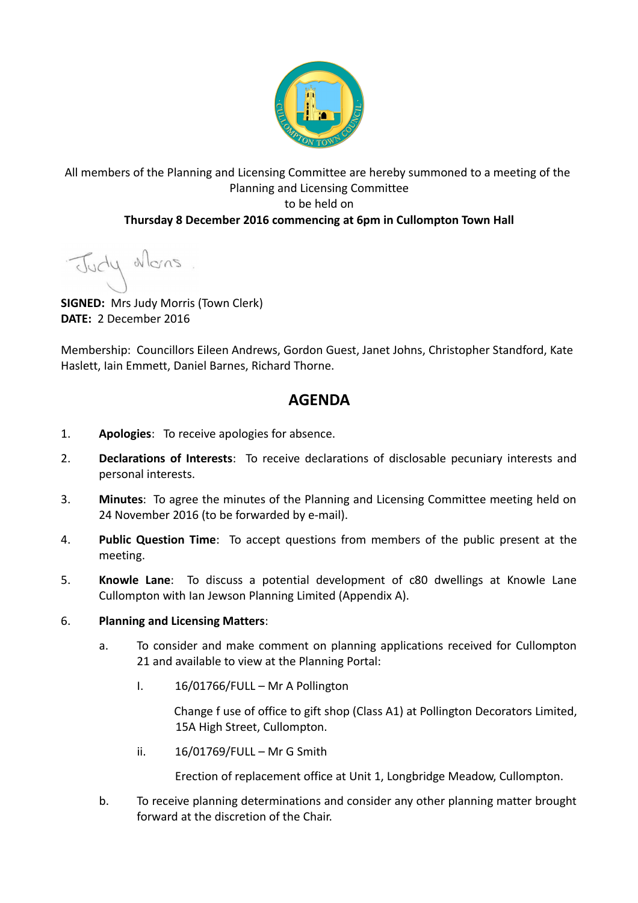All members of the Planning and Licensing Committee are hereby summoned to a meeting of the Planning and Licensing Committee
to be held on
**Thursday 8 December 2016 commencing at 6pm in Cullompton Town Hall**

**SIGNED:** Mrs Judy Morris (Town Clerk)
**DATE:** 2 December 2016

Membership: Councillors Eileen Andrews, Gordon Guest, Janet Johns, Christopher Standford, Kate Haslett, Iain Emmett, Daniel Barnes, Richard Thorne.

## AGENDA

1. **Apologies**: To receive apologies for absence.

2. **Declarations of Interests**: To receive declarations of disclosable pecuniary interests and personal interests.

3. **Minutes**: To agree the minutes of the Planning and Licensing Committee meeting held on 24 November 2016 (to be forwarded by e-mail).

4. **Public Question Time**: To accept questions from members of the public present at the meeting.

5. **Knowle Lane**: To discuss a potential development of c80 dwellings at Knowle Lane Cullompton with Ian Jewson Planning Limited (Appendix A).

6. **Planning and Licensing Matters**:

   a. To consider and make comment on planning applications received for Cullompton 21 and available to view at the Planning Portal:

      I. 16/01766/FULL – Mr A Pollington

         Change f use of office to gift shop (Class A1) at Pollington Decorators Limited, 15A High Street, Cullompton.

      ii. 16/01769/FULL – Mr G Smith

         Erection of replacement office at Unit 1, Longbridge Meadow, Cullompton.

   b. To receive planning determinations and consider any other planning matter brought forward at the discretion of the Chair.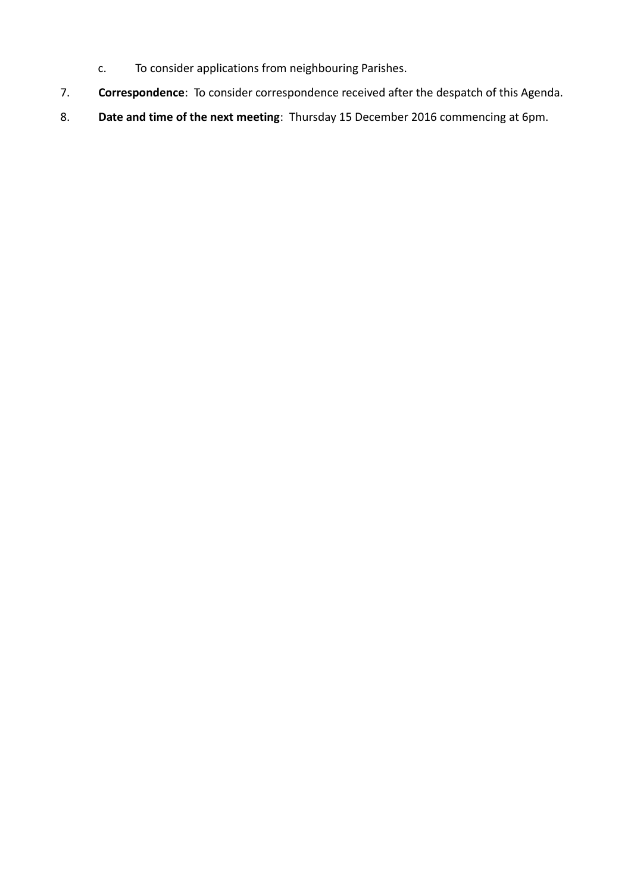c. To consider applications from neighbouring Parishes.

7. **Correspondence**: To consider correspondence received after the despatch of this Agenda.
8. **Date and time of the next meeting**: Thursday 15 December 2016 commencing at 6pm.